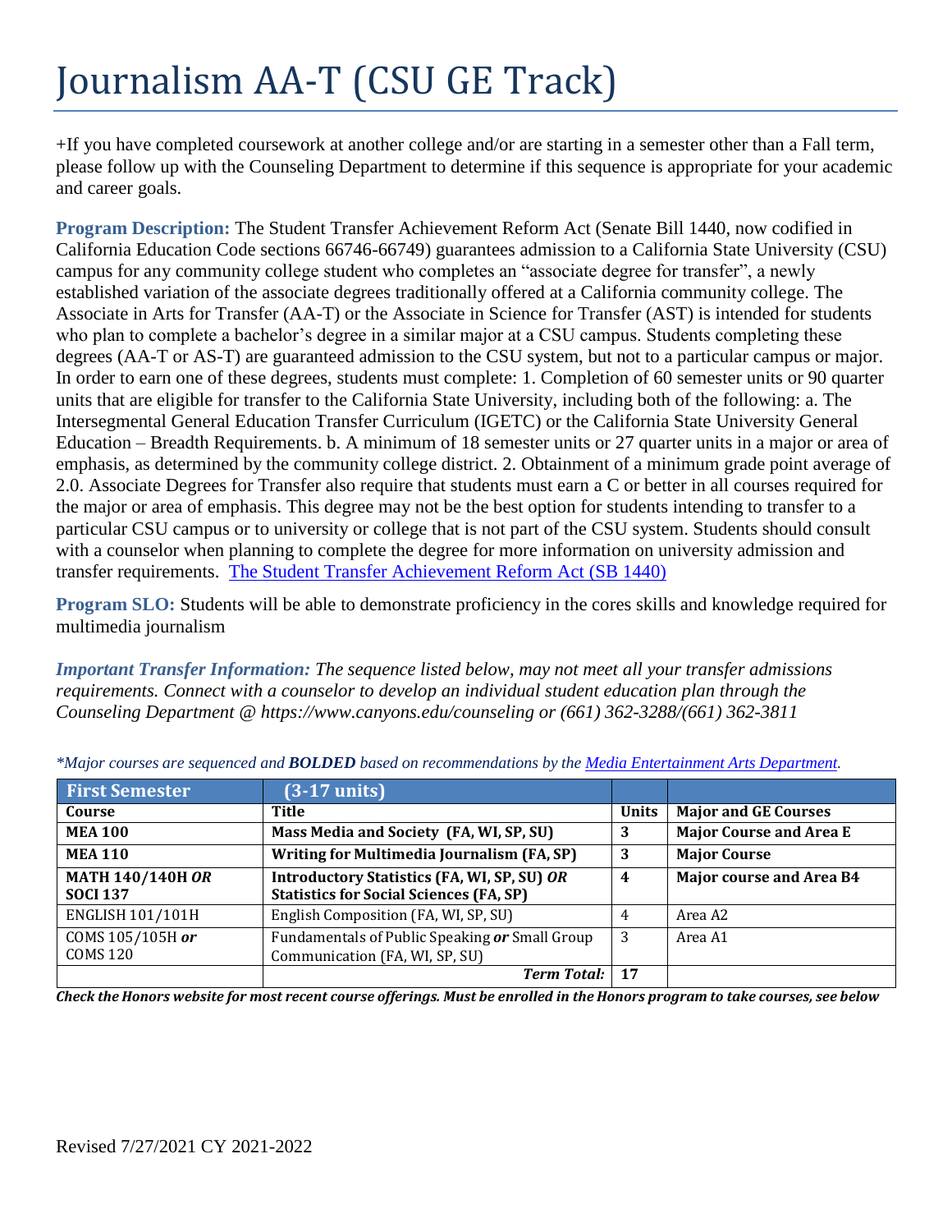# Journalism AA-T (CSU GE Track)

+If you have completed coursework at another college and/or are starting in a semester other than a Fall term, please follow up with the Counseling Department to determine if this sequence is appropriate for your academic and career goals.

**Program Description:** The Student Transfer Achievement Reform Act (Senate Bill 1440, now codified in California Education Code sections 66746-66749) guarantees admission to a California State University (CSU) campus for any community college student who completes an "associate degree for transfer", a newly established variation of the associate degrees traditionally offered at a California community college. The Associate in Arts for Transfer (AA-T) or the Associate in Science for Transfer (AST) is intended for students who plan to complete a bachelor's degree in a similar major at a CSU campus. Students completing these degrees (AA-T or AS-T) are guaranteed admission to the CSU system, but not to a particular campus or major. In order to earn one of these degrees, students must complete: 1. Completion of 60 semester units or 90 quarter units that are eligible for transfer to the California State University, including both of the following: a. The Intersegmental General Education Transfer Curriculum (IGETC) or the California State University General Education – Breadth Requirements. b. A minimum of 18 semester units or 27 quarter units in a major or area of emphasis, as determined by the community college district. 2. Obtainment of a minimum grade point average of 2.0. Associate Degrees for Transfer also require that students must earn a C or better in all courses required for the major or area of emphasis. This degree may not be the best option for students intending to transfer to a particular CSU campus or to university or college that is not part of the CSU system. Students should consult with a counselor when planning to complete the degree for more information on university admission and transfer requirements. [The Student Transfer Achievement Reform Act (SB 1440)]

**Program SLO:** Students will be able to demonstrate proficiency in the cores skills and knowledge required for multimedia journalism

***Important Transfer Information:*** *The sequence listed below, may not meet all your transfer admissions requirements. Connect with a counselor to develop an individual student education plan through the Counseling Department @ https://www.canyons.edu/counseling or (661) 362-3288/(661) 362-3811*

*\*Major courses are sequenced and **BOLDED** based on recommendations by the Media Entertainment Arts Department.*

| **First Semester** | **(3-17 units)** | | |
|---|---|---|---|
| **Course** | **Title** | **Units** | **Major and GE Courses** |
| **MEA 100** | **Mass Media and Society (FA, WI, SP, SU)** | **3** | **Major Course and Area E** |
| **MEA 110** | **Writing for Multimedia Journalism (FA, SP)** | **3** | **Major Course** |
| **MATH 140/140H *OR* SOCI 137** | **Introductory Statistics (FA, WI, SP, SU) *OR* Statistics for Social Sciences (FA, SP)** | **4** | **Major course and Area B4** |
| ENGLISH 101/101H | English Composition (FA, WI, SP, SU) | 4 | Area A2 |
| COMS 105/105H ***or*** COMS 120 | Fundamentals of Public Speaking ***or*** Small Group Communication (FA, WI, SP, SU) | 3 | Area A1 |
| | ***Term Total:*** | **17** | |

***Check the Honors website for most recent course offerings. Must be enrolled in the Honors program to take courses, see below***

Revised 7/27/2021 CY 2021-2022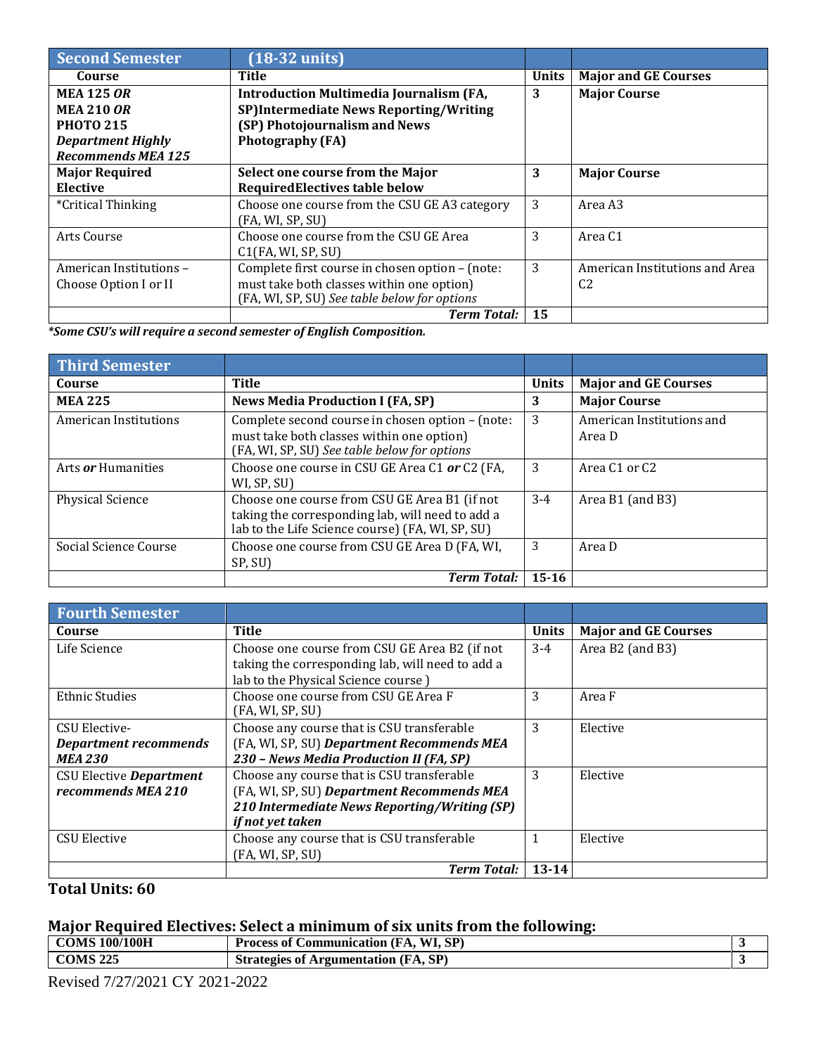| **Second Semester** | **(18-32 units)** | | |
|---|---|---|---|
| **Course** | **Title** | **Units** | **Major and GE Courses** |
| **MEA 125 *OR*** **MEA 210 *OR*** **PHOTO 215** ***Department Highly Recommends MEA 125*** | **Introduction Multimedia Journalism (FA, SP)Intermediate News Reporting/Writing (SP) Photojournalism and News Photography (FA)** | **3** | **Major Course** |
| **Major Required Elective** | **Select one course from the Major RequiredElectives table below** | **3** | **Major Course** |
| *Critical Thinking | Choose one course from the CSU GE A3 category (FA, WI, SP, SU) | 3 | Area A3 |
| Arts Course | Choose one course from the CSU GE Area C1(FA, WI, SP, SU) | 3 | Area C1 |
| American Institutions – Choose Option I or II | Complete first course in chosen option – (note: must take both classes within one option) (FA, WI, SP, SU) *See table below for options* | 3 | American Institutions and Area C2 |
| | ***Term Total:*** | **15** | |

***Some CSU's will require a second semester of English Composition.***

| **Third Semester** | | | |
|---|---|---|---|
| **Course** | **Title** | **Units** | **Major and GE Courses** |
| **MEA 225** | **News Media Production I (FA, SP)** | **3** | **Major Course** |
| American Institutions | Complete second course in chosen option – (note: must take both classes within one option) (FA, WI, SP, SU) *See table below for options* | 3 | American Institutions and Area D |
| Arts ***or*** Humanities | Choose one course in CSU GE Area C1 ***or*** C2 (FA, WI, SP, SU) | 3 | Area C1 or C2 |
| Physical Science | Choose one course from CSU GE Area B1 (if not taking the corresponding lab, will need to add a lab to the Life Science course) (FA, WI, SP, SU) | 3-4 | Area B1 (and B3) |
| Social Science Course | Choose one course from CSU GE Area D (FA, WI, SP, SU) | 3 | Area D |
| | ***Term Total:*** | **15-16** | |

| **Fourth Semester** | | | |
|---|---|---|---|
| **Course** | **Title** | **Units** | **Major and GE Courses** |
| Life Science | Choose one course from CSU GE Area B2 (if not taking the corresponding lab, will need to add a lab to the Physical Science course ) | 3-4 | Area B2 (and B3) |
| Ethnic Studies | Choose one course from CSU GE Area F (FA, WI, SP, SU) | 3 | Area F |
| CSU Elective- ***Department recommends MEA 230*** | Choose any course that is CSU transferable (FA, WI, SP, SU) ***Department Recommends MEA 230 – News Media Production II (FA, SP)*** | 3 | Elective |
| CSU Elective ***Department recommends MEA 210*** | Choose any course that is CSU transferable (FA, WI, SP, SU) ***Department Recommends MEA 210 Intermediate News Reporting/Writing (SP) if not yet taken*** | 3 | Elective |
| CSU Elective | Choose any course that is CSU transferable (FA, WI, SP, SU) | 1 | Elective |
| | ***Term Total:*** | **13-14** | |

**Total Units: 60**

## Major Required Electives: Select a minimum of six units from the following:

| **COMS 100/100H** | **Process of Communication (FA, WI, SP)** | **3** |
|---|---|---|
| **COMS 225** | **Strategies of Argumentation (FA, SP)** | **3** |

Revised 7/27/2021 CY 2021-2022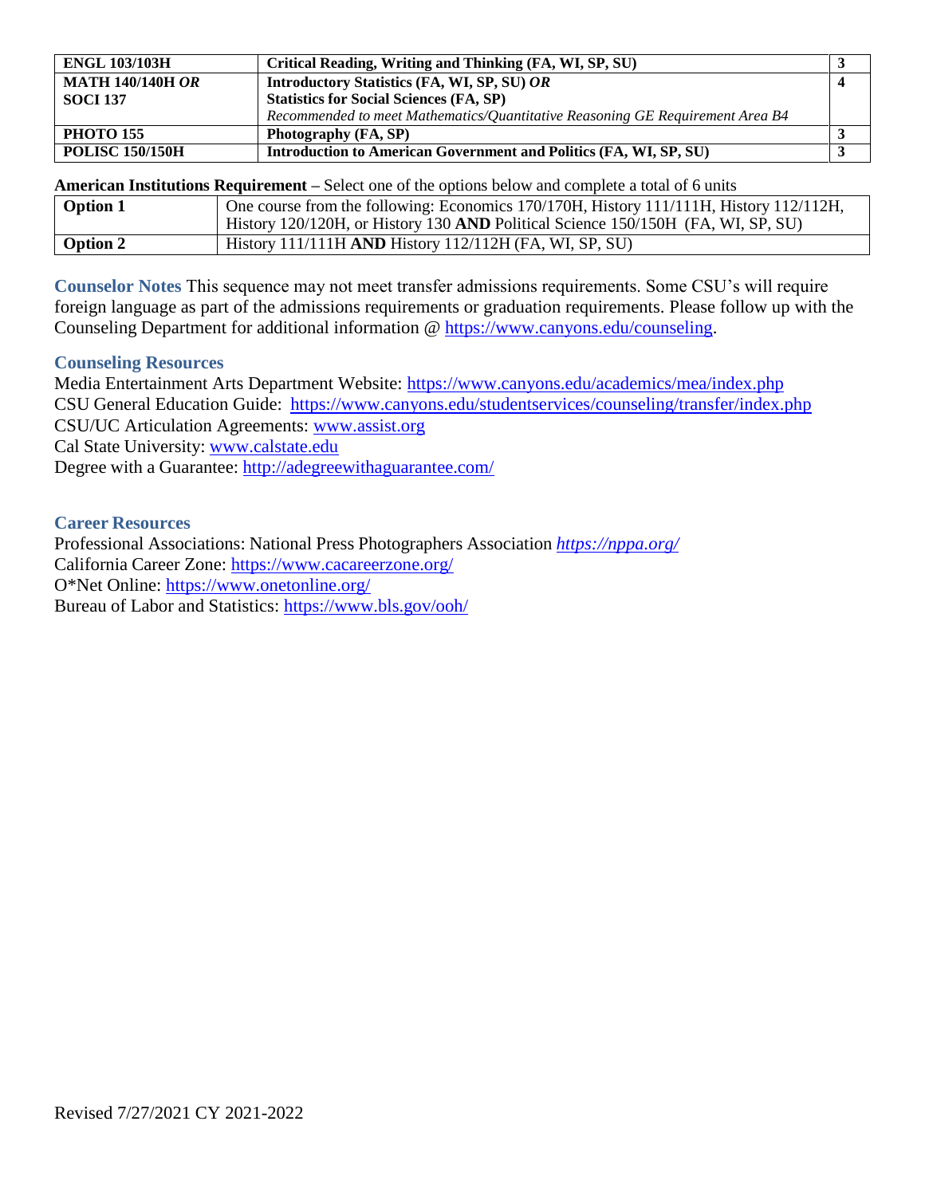| | | |
|---|---|---|
| **ENGL 103/103H** | **Critical Reading, Writing and Thinking (FA, WI, SP, SU)** | **3** |
| **MATH 140/140H *OR*** <br> **SOCI 137** | **Introductory Statistics (FA, WI, SP, SU) *OR*** <br> **Statistics for Social Sciences (FA, SP)** <br> *Recommended to meet Mathematics/Quantitative Reasoning GE Requirement Area B4* | **4** |
| **PHOTO 155** | **Photography (FA, SP)** | **3** |
| **POLISC 150/150H** | **Introduction to American Government and Politics (FA, WI, SP, SU)** | **3** |

**American Institutions Requirement** – Select one of the options below and complete a total of 6 units

| | |
|---|---|
| **Option 1** | One course from the following: Economics 170/170H, History 111/111H, History 112/112H, History 120/120H, or History 130 **AND** Political Science 150/150H (FA, WI, SP, SU) |
| **Option 2** | History 111/111H **AND** History 112/112H (FA, WI, SP, SU) |

**Counselor Notes** This sequence may not meet transfer admissions requirements. Some CSU's will require foreign language as part of the admissions requirements or graduation requirements. Please follow up with the Counseling Department for additional information @ https://www.canyons.edu/counseling.

### Counseling Resources

Media Entertainment Arts Department Website: https://www.canyons.edu/academics/mea/index.php
CSU General Education Guide: https://www.canyons.edu/studentservices/counseling/transfer/index.php
CSU/UC Articulation Agreements: www.assist.org
Cal State University: www.calstate.edu
Degree with a Guarantee: http://adegreewithaguarantee.com/

### Career Resources

Professional Associations: National Press Photographers Association *https://nppa.org/*
California Career Zone: https://www.cacareerzone.org/
O*Net Online: https://www.onetonline.org/
Bureau of Labor and Statistics: https://www.bls.gov/ooh/

Revised 7/27/2021 CY 2021-2022